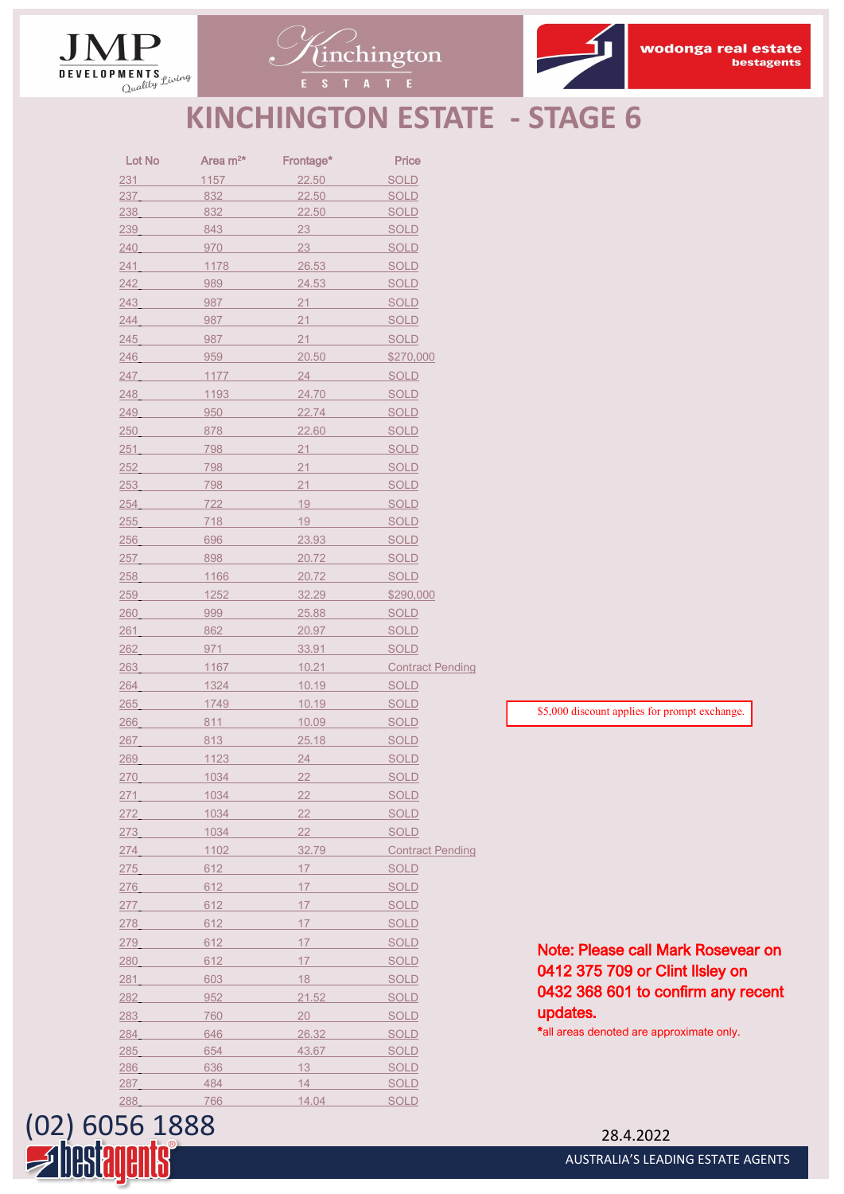JMP DEVELOPMENTS *Quality Living*

Kinchington ESTATE

wodonga real estate bestagents

# KINCHINGTON ESTATE - STAGE 6

| Lot No | Area m²* | Frontage* | Price |
|---|---|---|---|
| 231 | 1157 | 22.50 | SOLD |
| 237 | 832 | 22.50 | SOLD |
| 238 | 832 | 22.50 | SOLD |
| 239 | 843 | 23 | SOLD |
| 240 | 970 | 23 | SOLD |
| 241 | 1178 | 26.53 | SOLD |
| 242 | 989 | 24.53 | SOLD |
| 243 | 987 | 21 | SOLD |
| 244 | 987 | 21 | SOLD |
| 245 | 987 | 21 | SOLD |
| 246 | 959 | 20.50 | $270,000 |
| 247 | 1177 | 24 | SOLD |
| 248 | 1193 | 24.70 | SOLD |
| 249 | 950 | 22.74 | SOLD |
| 250 | 878 | 22.60 | SOLD |
| 251 | 798 | 21 | SOLD |
| 252 | 798 | 21 | SOLD |
| 253 | 798 | 21 | SOLD |
| 254 | 722 | 19 | SOLD |
| 255 | 718 | 19 | SOLD |
| 256 | 696 | 23.93 | SOLD |
| 257 | 898 | 20.72 | SOLD |
| 258 | 1166 | 20.72 | SOLD |
| 259 | 1252 | 32.29 | $290,000 |
| 260 | 999 | 25.88 | SOLD |
| 261 | 862 | 20.97 | SOLD |
| 262 | 971 | 33.91 | SOLD |
| 263 | 1167 | 10.21 | Contract Pending |
| 264 | 1324 | 10.19 | SOLD |
| 265 | 1749 | 10.19 | SOLD |
| 266 | 811 | 10.09 | SOLD |
| 267 | 813 | 25.18 | SOLD |
| 269 | 1123 | 24 | SOLD |
| 270 | 1034 | 22 | SOLD |
| 271 | 1034 | 22 | SOLD |
| 272 | 1034 | 22 | SOLD |
| 273 | 1034 | 22 | SOLD |
| 274 | 1102 | 32.79 | Contract Pending |
| 275 | 612 | 17 | SOLD |
| 276 | 612 | 17 | SOLD |
| 277 | 612 | 17 | SOLD |
| 278 | 612 | 17 | SOLD |
| 279 | 612 | 17 | SOLD |
| 280 | 612 | 17 | SOLD |
| 281 | 603 | 18 | SOLD |
| 282 | 952 | 21.52 | SOLD |
| 283 | 760 | 20 | SOLD |
| 284 | 646 | 26.32 | SOLD |
| 285 | 654 | 43.67 | SOLD |
| 286 | 636 | 13 | SOLD |
| 287 | 484 | 14 | SOLD |
| 288 | 766 | 14.04 | SOLD |

$5,000 discount applies for prompt exchange.

**Note: Please call Mark Rosevear on 0412 375 709 or Clint Ilsley on 0432 368 601 to confirm any recent updates.**

*all areas denoted are approximate only.

(02) 6056 1888

bestagents

28.4.2022

AUSTRALIA'S LEADING ESTATE AGENTS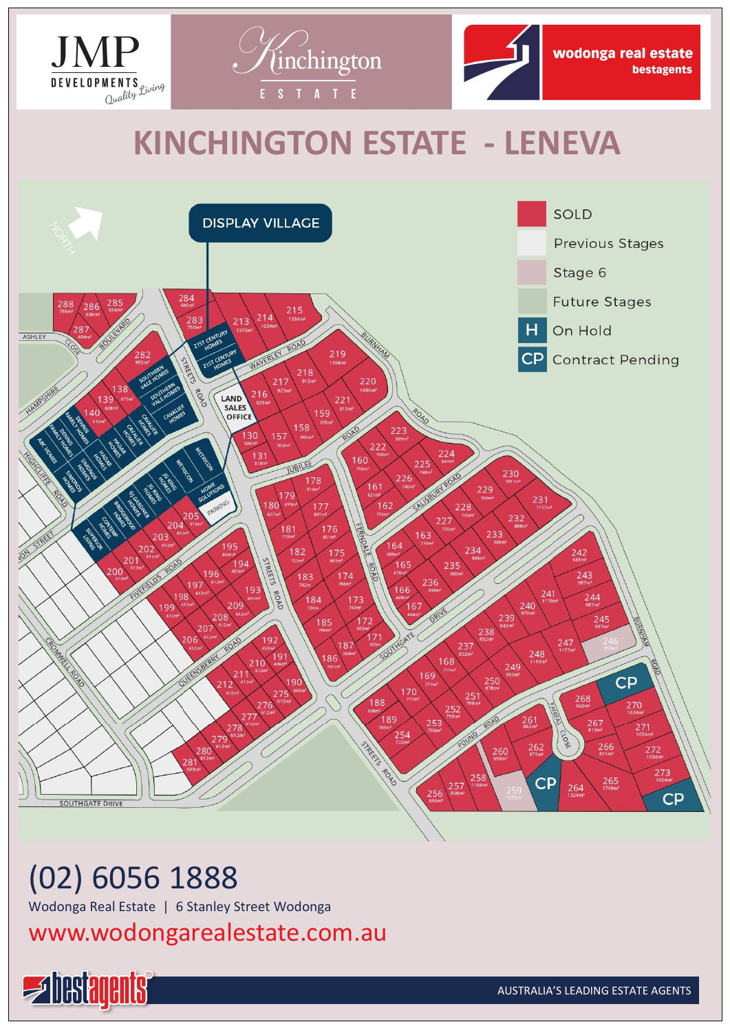JMP DEVELOPMENTS *Quality Living*

*Kinchington* ESTATE

wodonga real estate bestagents

# KINCHINGTON ESTATE - LENEVA

DISPLAY VILLAGE

NORTH

SOLD

Previous Stages

Stage 6

Future Stages

H On Hold

CP Contract Pending

LAND SALES OFFICE

PARKING

ASHLEY CLOSE
BOULEVARD
HAMPSHIRE
HIGHCLIFFE ROAD
STREETS ROAD
WAVERLEY ROAD
BURNHAM ROAD
JUBILEE ROAD
SALISBURY ROAD
FERNDALE ROAD
FIVEFIELDS ROAD
QUEENSBERRY ROAD
SOUTHGATE DRIVE
CROMWELL ROAD
POUND ROAD
FAIRFAX CLOSE

21ST CENTURY HOMES
SOUTHERN VALE HOMES
CAVALIER HOMES
DENNIS FAMILY HOMES
SIMONDS HOMES
HADAR HOMES
ABC HOMES
JG KING HOMES
METRICON
HOME SOLUTIONS
GJ GARDNER HOMES
BRIDGEWOOD HOMES
CONTEMP HOMES
SUPERIOR LIVING

284 686m²
283 760m²
213 1370m²
214 1039m²
215 1334m²
288 766m²
286 636m²
285 654m²
287 484m²
282 952m²
138
139 675m²
140 612m²
219 1398m²
218 913m²
217 825m²
216 825m²
220 1090m²
221 810m²
159 830m²
158 966m²
157 953m²
130 506m²
131 518m²
223 889m²
222 700m²
160 795m²
225 740m²
224 847m²
161 621m²
226 740m²
162 735m²
230 1011m²
229 980m²
231 1157m²
228 735m²
227 735m²
232 888m²
233 888m²
178 814m²
179 493m²
180 657m²
177 801m²
176 801m²
181 735m²
205 912m²
204 612m²
203 612m²
202 612m²
201 612m²
200 612m²
195 654m²
194 483m²
196 612m²
197 612m²
198 612m²
199 612m²
193 697m²
209 612m²
208 612m²
207 612m²
206 612m²
182 755m²
175 801m²
183 742m²
174 766m²
184 726m²
173 760m²
185 796m²
172 563m²
171 609m²
186 581m²
187 588m²
163 770m²
164 600m²
165 678m²
166 449m²
167 444m²
234 888m²
235 888m²
236 888m²
242 889m²
243 987m²
241 1178m²
244 987m²
240 970m²
239 843m²
245 987m²
238 832m²
246 959m²
247 1177m²
237 832m²
248 1193m²
168 777m²
169 777m²
249 950m²
250 878m²
170 777m²
251 798m²
252 798m²
253 798m²
254 722m²
188 698m²
189 703m²
192 453m²
191 496m²
190 609m²
210 612m²
211 612m²
212 612m²
275 612m²
276 612m²
277 612m²
278 612m²
279 612m²
280 612m²
281 603m²
268 860m²
270 1034m²
267 813m²
271 1034m²
261 862m²
262 971m²
266 811m²
272 1034m²
260 999m²
258 1166m²
257 898m²
256 696m²
259 1252m²
264 1324m²
265 1749m²
273 1034m²

CP
CP
CP

(02) 6056 1888

Wodonga Real Estate | 6 Stanley Street Wodonga

www.wodongarealestate.com.au

bestagents

AUSTRALIA'S LEADING ESTATE AGENTS